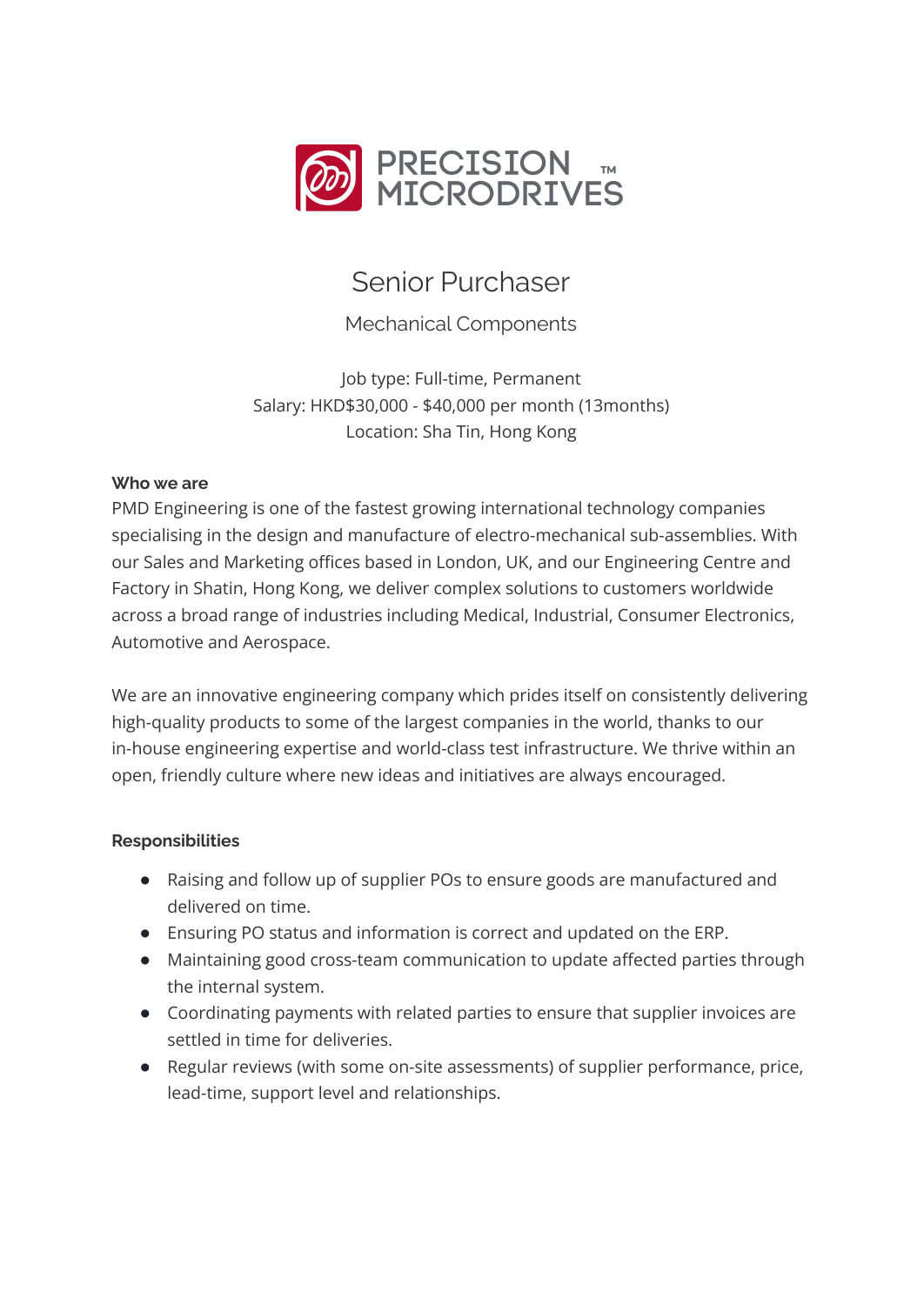PRECISION MICRODRIVES ™

# Senior Purchaser

## Mechanical Components

Job type: Full-time, Permanent
Salary: HKD$30,000 - $40,000 per month (13months)
Location: Sha Tin, Hong Kong

**Who we are**

PMD Engineering is one of the fastest growing international technology companies specialising in the design and manufacture of electro-mechanical sub-assemblies. With our Sales and Marketing offices based in London, UK, and our Engineering Centre and Factory in Shatin, Hong Kong, we deliver complex solutions to customers worldwide across a broad range of industries including Medical, Industrial, Consumer Electronics, Automotive and Aerospace.

We are an innovative engineering company which prides itself on consistently delivering high-quality products to some of the largest companies in the world, thanks to our in-house engineering expertise and world-class test infrastructure. We thrive within an open, friendly culture where new ideas and initiatives are always encouraged.

**Responsibilities**

- Raising and follow up of supplier POs to ensure goods are manufactured and delivered on time.
- Ensuring PO status and information is correct and updated on the ERP.
- Maintaining good cross-team communication to update affected parties through the internal system.
- Coordinating payments with related parties to ensure that supplier invoices are settled in time for deliveries.
- Regular reviews (with some on-site assessments) of supplier performance, price, lead-time, support level and relationships.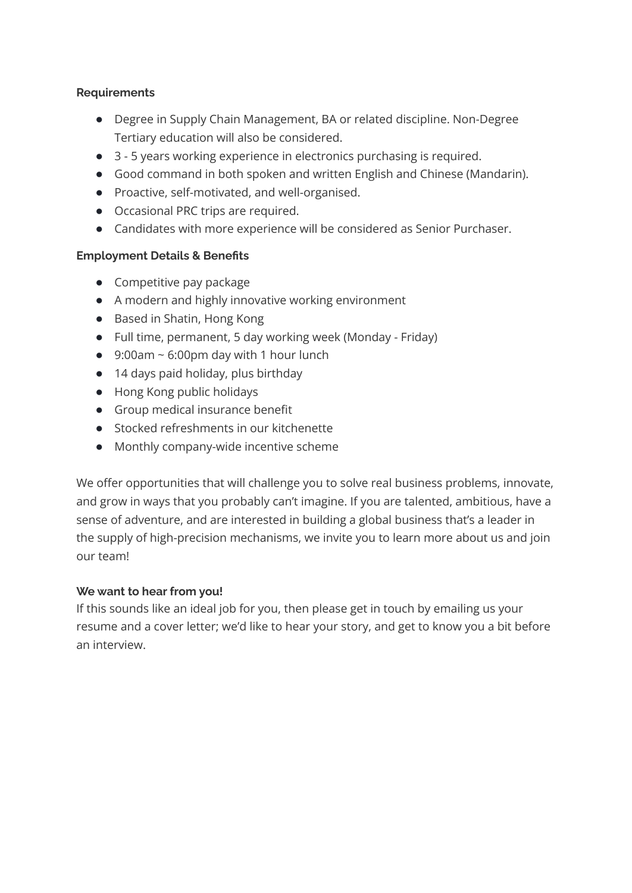**Requirements**

- Degree in Supply Chain Management, BA or related discipline. Non-Degree Tertiary education will also be considered.
- 3 - 5 years working experience in electronics purchasing is required.
- Good command in both spoken and written English and Chinese (Mandarin).
- Proactive, self-motivated, and well-organised.
- Occasional PRC trips are required.
- Candidates with more experience will be considered as Senior Purchaser.

**Employment Details & Benefits**

- Competitive pay package
- A modern and highly innovative working environment
- Based in Shatin, Hong Kong
- Full time, permanent, 5 day working week (Monday - Friday)
- 9:00am ~ 6:00pm day with 1 hour lunch
- 14 days paid holiday, plus birthday
- Hong Kong public holidays
- Group medical insurance benefit
- Stocked refreshments in our kitchenette
- Monthly company-wide incentive scheme

We offer opportunities that will challenge you to solve real business problems, innovate, and grow in ways that you probably can't imagine. If you are talented, ambitious, have a sense of adventure, and are interested in building a global business that's a leader in the supply of high-precision mechanisms, we invite you to learn more about us and join our team!

**We want to hear from you!**
If this sounds like an ideal job for you, then please get in touch by emailing us your resume and a cover letter; we'd like to hear your story, and get to know you a bit before an interview.